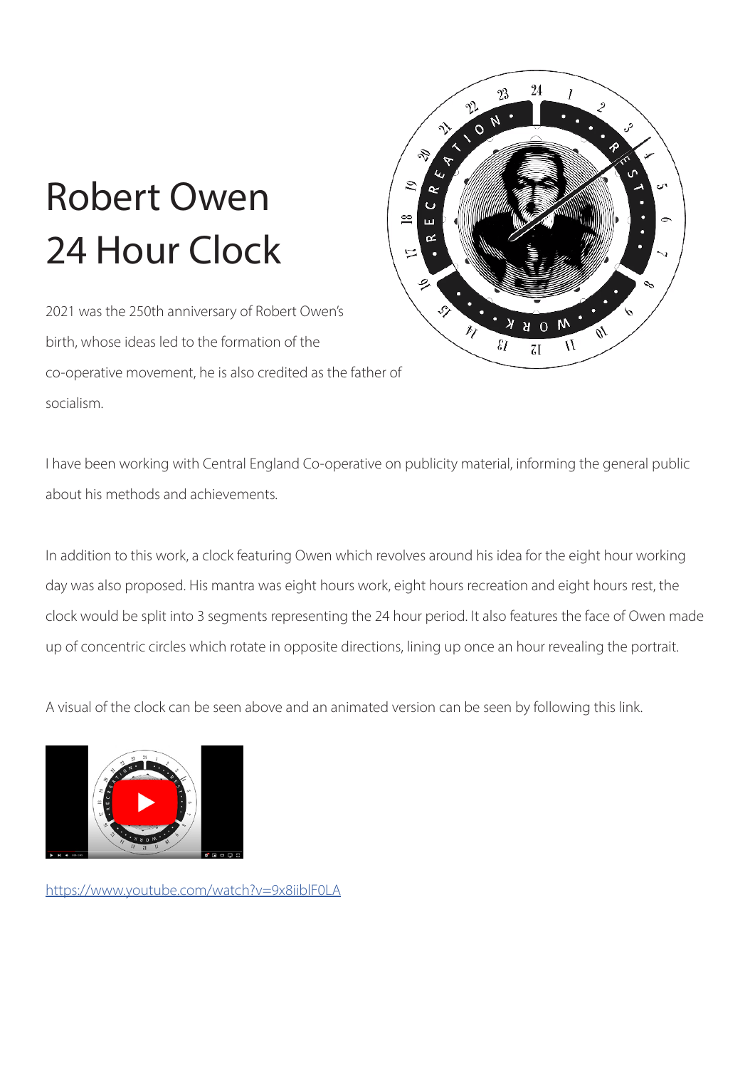# Robert Owen 24 Hour Clock

2021 was the 250th anniversary of Robert Owen's birth, whose ideas led to the formation of the co-operative movement, he is also credited as the father of socialism.

I have been working with Central England Co-operative on publicity material, informing the general public about his methods and achievements.

In addition to this work, a clock featuring Owen which revolves around his idea for the eight hour working day was also proposed. His mantra was eight hours work, eight hours recreation and eight hours rest, the clock would be split into 3 segments representing the 24 hour period. It also features the face of Owen made up of concentric circles which rotate in opposite directions, lining up once an hour revealing the portrait.

A visual of the clock can be seen above and an animated version can be seen by following this link.

https://www.youtube.com/watch?v=9x8iiblF0LA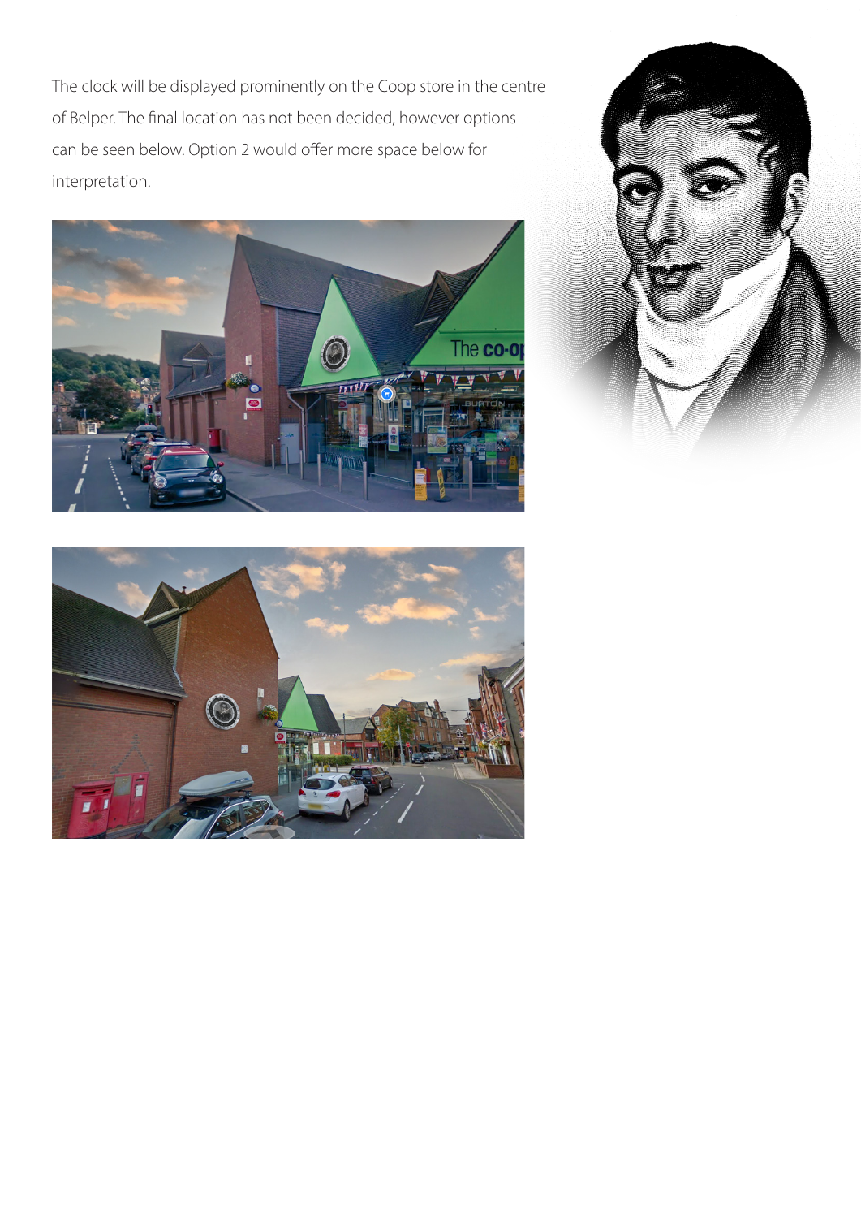The clock will be displayed prominently on the Coop store in the centre of Belper. The final location has not been decided, however options can be seen below. Option 2 would offer more space below for interpretation.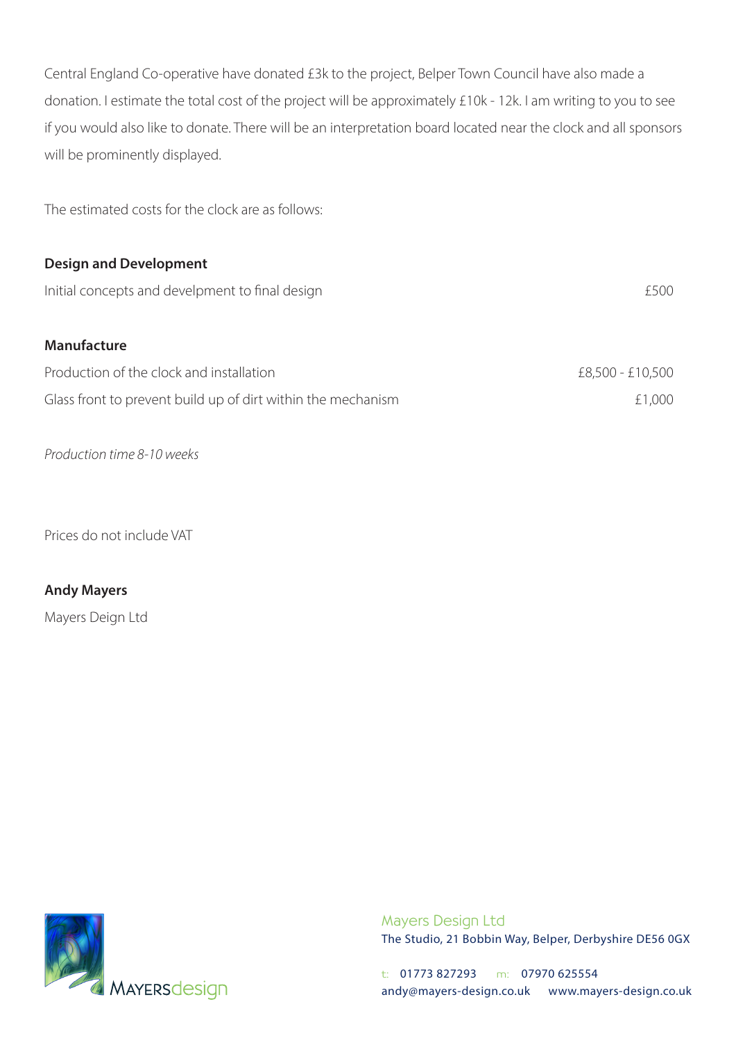Central England Co-operative have donated £3k to the project, Belper Town Council have also made a donation. I estimate the total cost of the project will be approximately £10k - 12k. I am writing to you to see if you would also like to donate. There will be an interpretation board located near the clock and all sponsors will be prominently displayed.

The estimated costs for the clock are as follows:

| | |
|---|---|
| **Design and Development** | |
| Initial concepts and delvelpment to final design | £500 |
| **Manufacture** | |
| Production of the clock and installation | £8,500 - £10,500 |
| Glass front to prevent build up of dirt within the mechanism | £1,000 |

*Production time 8-10 weeks*

Prices do not include VAT

**Andy Mayers**

Mayers Deign Ltd

MAYERSdesign

Mayers Design Ltd
The Studio, 21 Bobbin Way, Belper, Derbyshire DE56 0GX

t: 01773 827293 m: 07970 625554
andy@mayers-design.co.uk www.mayers-design.co.uk